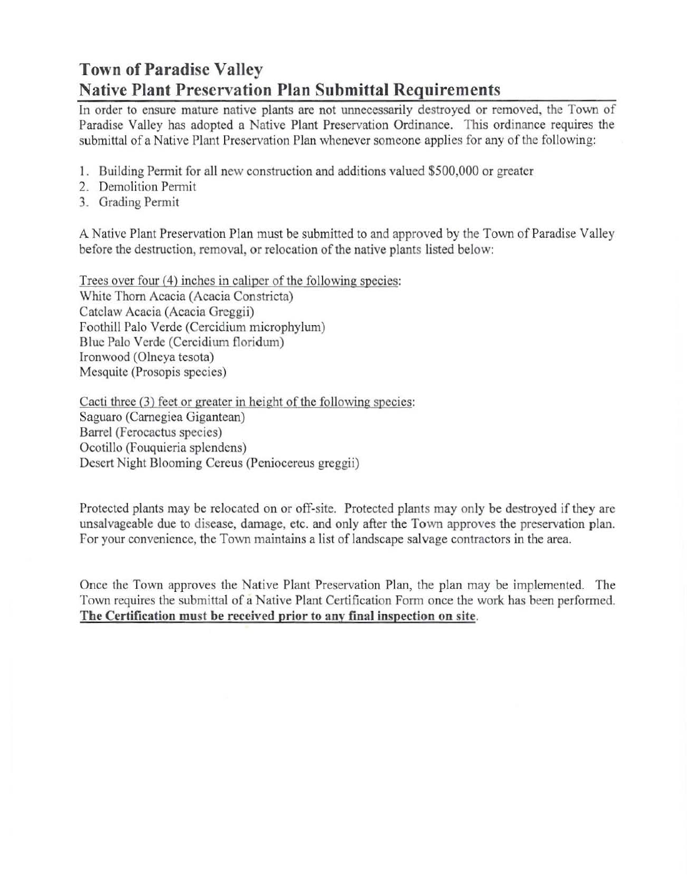# Town of Paradise Valley
## Native Plant Preservation Plan Submittal Requirements

In order to ensure mature native plants are not unnecessarily destroyed or removed, the Town of Paradise Valley has adopted a Native Plant Preservation Ordinance. This ordinance requires the submittal of a Native Plant Preservation Plan whenever someone applies for any of the following:

1. Building Permit for all new construction and additions valued $500,000 or greater
2. Demolition Permit
3. Grading Permit

A Native Plant Preservation Plan must be submitted to and approved by the Town of Paradise Valley before the destruction, removal, or relocation of the native plants listed below:

<u>Trees over four (4) inches in caliper of the following species:</u>
White Thorn Acacia (Acacia Constricta)
Catclaw Acacia (Acacia Greggii)
Foothill Palo Verde (Cercidium microphylum)
Blue Palo Verde (Cercidium floridum)
Ironwood (Olneya tesota)
Mesquite (Prosopis species)

<u>Cacti three (3) feet or greater in height of the following species:</u>
Saguaro (Carnegiea Gigantean)
Barrel (Ferocactus species)
Ocotillo (Fouquieria splendens)
Desert Night Blooming Cereus (Peniocereus greggii)

Protected plants may be relocated on or off-site. Protected plants may only be destroyed if they are unsalvageable due to disease, damage, etc. and only after the Town approves the preservation plan. For your convenience, the Town maintains a list of landscape salvage contractors in the area.

Once the Town approves the Native Plant Preservation Plan, the plan may be implemented. The Town requires the submittal of a Native Plant Certification Form once the work has been performed. **<u>The Certification must be received prior to any final inspection on site</u>**.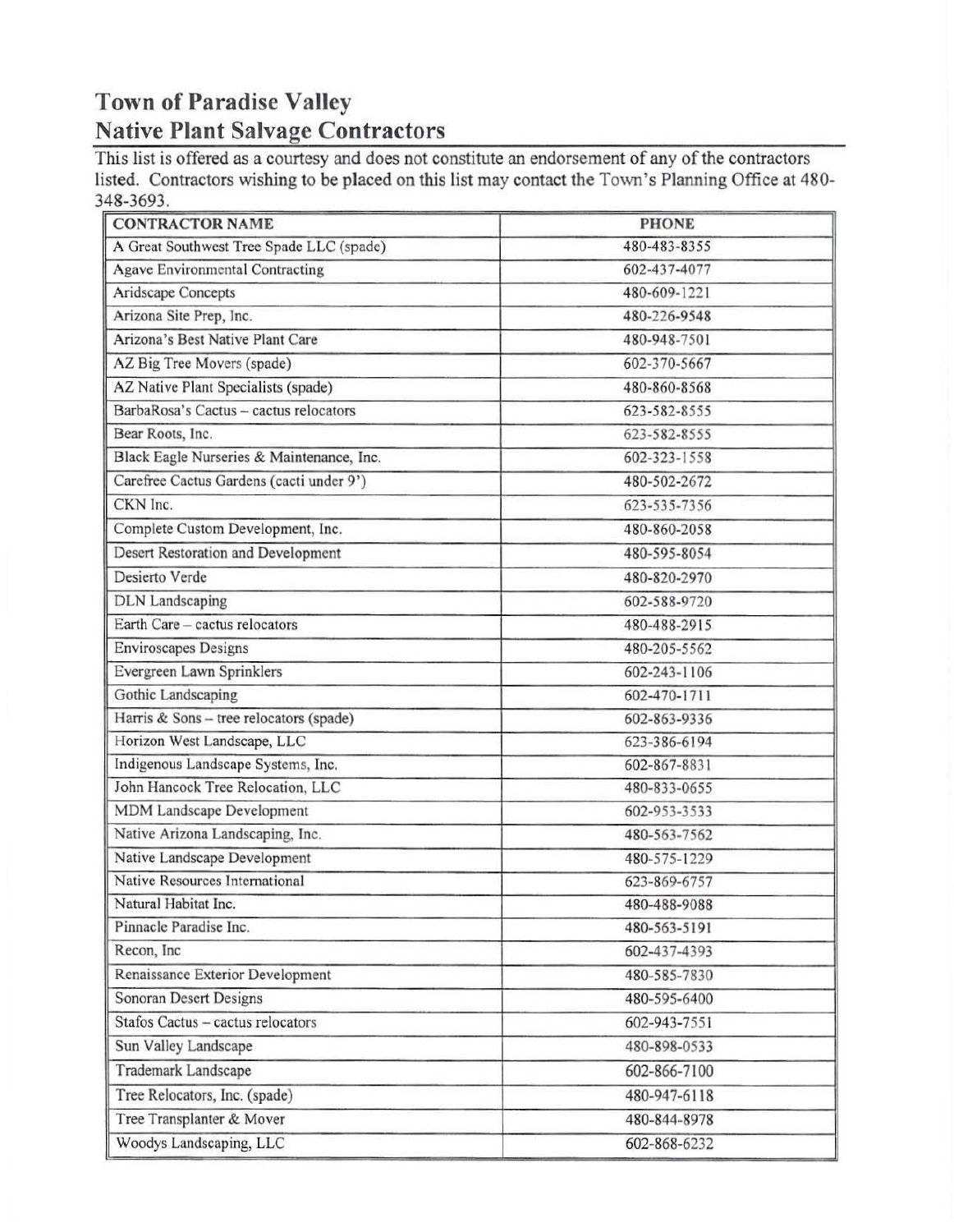# Town of Paradise Valley
## Native Plant Salvage Contractors

This list is offered as a courtesy and does not constitute an endorsement of any of the contractors listed. Contractors wishing to be placed on this list may contact the Town's Planning Office at 480-348-3693.

| CONTRACTOR NAME | PHONE |
|---|---|
| A Great Southwest Tree Spade LLC (spade) | 480-483-8355 |
| Agave Environmental Contracting | 602-437-4077 |
| Aridscape Concepts | 480-609-1221 |
| Arizona Site Prep, Inc. | 480-226-9548 |
| Arizona's Best Native Plant Care | 480-948-7501 |
| AZ Big Tree Movers (spade) | 602-370-5667 |
| AZ Native Plant Specialists (spade) | 480-860-8568 |
| BarbaRosa's Cactus – cactus relocators | 623-582-8555 |
| Bear Roots, Inc. | 623-582-8555 |
| Black Eagle Nurseries & Maintenance, Inc. | 602-323-1558 |
| Carefree Cactus Gardens (cacti under 9') | 480-502-2672 |
| CKN Inc. | 623-535-7356 |
| Complete Custom Development, Inc. | 480-860-2058 |
| Desert Restoration and Development | 480-595-8054 |
| Desierto Verde | 480-820-2970 |
| DLN Landscaping | 602-588-9720 |
| Earth Care – cactus relocators | 480-488-2915 |
| Enviroscapes Designs | 480-205-5562 |
| Evergreen Lawn Sprinklers | 602-243-1106 |
| Gothic Landscaping | 602-470-1711 |
| Harris & Sons – tree relocators (spade) | 602-863-9336 |
| Horizon West Landscape, LLC | 623-386-6194 |
| Indigenous Landscape Systems, Inc. | 602-867-8831 |
| John Hancock Tree Relocation, LLC | 480-833-0655 |
| MDM Landscape Development | 602-953-3533 |
| Native Arizona Landscaping, Inc. | 480-563-7562 |
| Native Landscape Development | 480-575-1229 |
| Native Resources International | 623-869-6757 |
| Natural Habitat Inc. | 480-488-9088 |
| Pinnacle Paradise Inc. | 480-563-5191 |
| Recon, Inc | 602-437-4393 |
| Renaissance Exterior Development | 480-585-7830 |
| Sonoran Desert Designs | 480-595-6400 |
| Stafos Cactus – cactus relocators | 602-943-7551 |
| Sun Valley Landscape | 480-898-0533 |
| Trademark Landscape | 602-866-7100 |
| Tree Relocators, Inc. (spade) | 480-947-6118 |
| Tree Transplanter & Mover | 480-844-8978 |
| Woodys Landscaping, LLC | 602-868-6232 |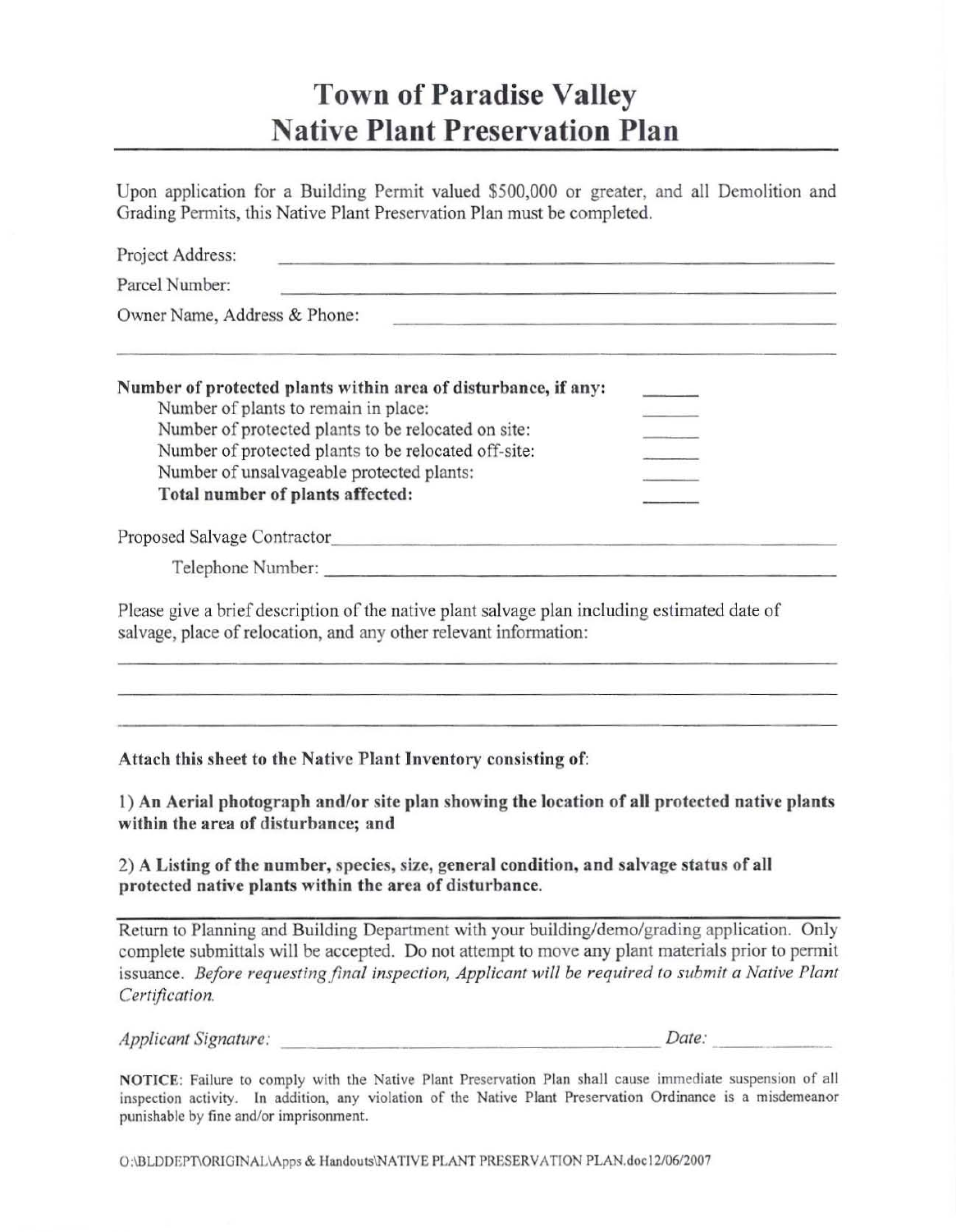# Town of Paradise Valley
# Native Plant Preservation Plan

Upon application for a Building Permit valued $500,000 or greater, and all Demolition and Grading Permits, this Native Plant Preservation Plan must be completed.

Project Address: ______________________________

Parcel Number: ______________________________

Owner Name, Address & Phone: ______________________________

______________________________

**Number of protected plants within area of disturbance, if any:** ______

Number of plants to remain in place: ______

Number of protected plants to be relocated on site: ______

Number of protected plants to be relocated off-site: ______

Number of unsalvageable protected plants: ______

**Total number of plants affected:** ______

Proposed Salvage Contractor ______________________________

Telephone Number: ______________________________

Please give a brief description of the native plant salvage plan including estimated date of salvage, place of relocation, and any other relevant information:

______________________________

______________________________

______________________________

**Attach this sheet to the Native Plant Inventory consisting of:**

**1) An Aerial photograph and/or site plan showing the location of all protected native plants within the area of disturbance; and**

**2) A Listing of the number, species, size, general condition, and salvage status of all protected native plants within the area of disturbance.**

---

Return to Planning and Building Department with your building/demo/grading application. Only complete submittals will be accepted. Do not attempt to move any plant materials prior to permit issuance. *Before requesting final inspection, Applicant will be required to submit a Native Plant Certification.*

*Applicant Signature:* ______________________________ *Date:* ______

**NOTICE**: Failure to comply with the Native Plant Preservation Plan shall cause immediate suspension of all inspection activity. In addition, any violation of the Native Plant Preservation Ordinance is a misdemeanor punishable by fine and/or imprisonment.

O:\BLDDEPT\ORIGINAL\Apps & Handouts\NATIVE PLANT PRESERVATION PLAN.doc12/06/2007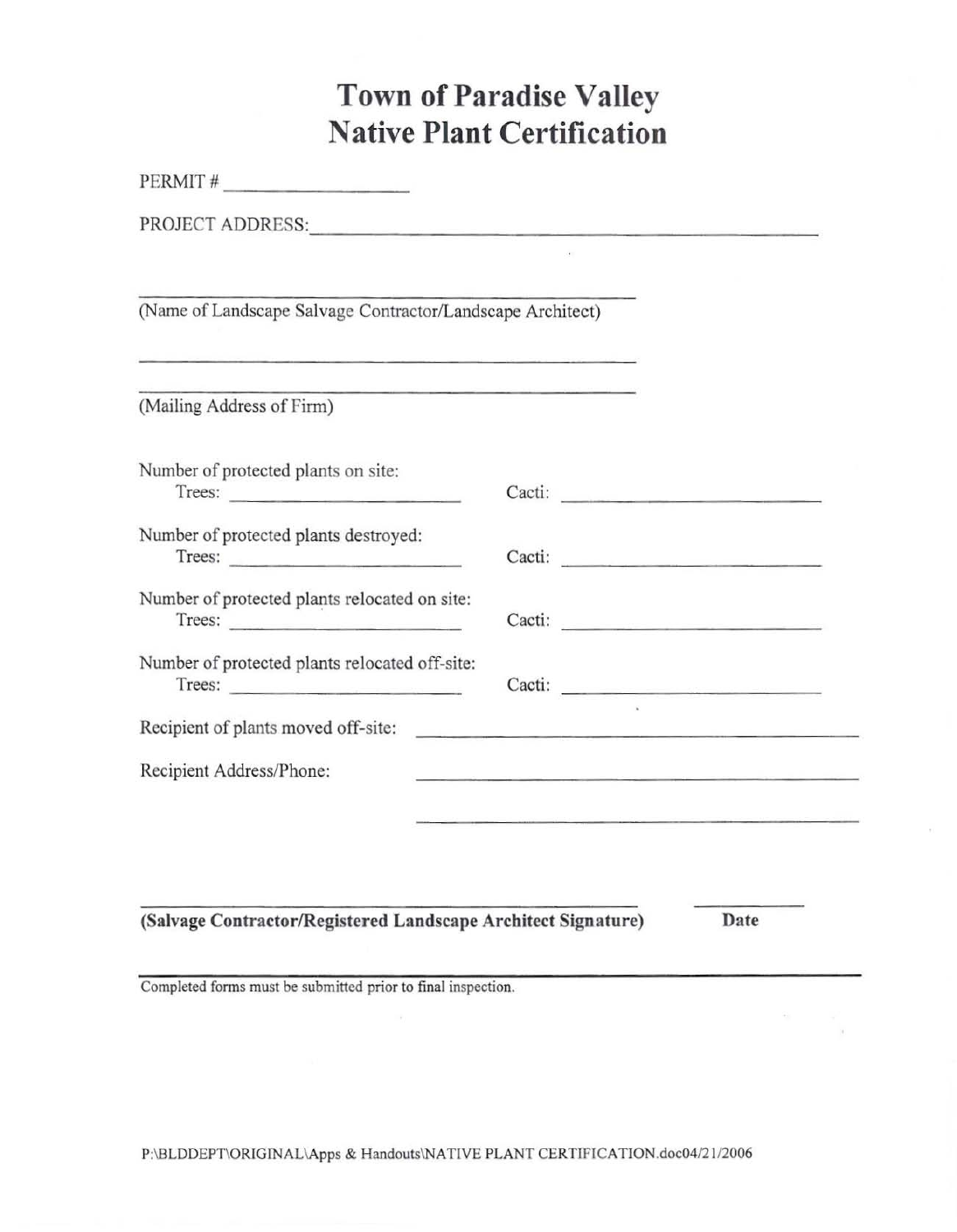# Town of Paradise Valley
# Native Plant Certification

PERMIT # ____________________

PROJECT ADDRESS: ____________________________________________

____________________________________________

(Name of Landscape Salvage Contractor/Landscape Architect)

____________________________________________

____________________________________________

(Mailing Address of Firm)

Number of protected plants on site:
Trees: ____________________ Cacti: ____________________

Number of protected plants destroyed:
Trees: ____________________ Cacti: ____________________

Number of protected plants relocated on site:
Trees: ____________________ Cacti: ____________________

Number of protected plants relocated off-site:
Trees: ____________________ Cacti: ____________________

Recipient of plants moved off-site: ____________________________________________

Recipient Address/Phone: ____________________________________________

____________________________________________

____________________________________________ __________

**(Salvage Contractor/Registered Landscape Architect Signature)** **Date**

Completed forms must be submitted prior to final inspection.

P:\BLDDEPT\ORIGINAL\Apps & Handouts\NATIVE PLANT CERTIFICATION.doc04/21/2006